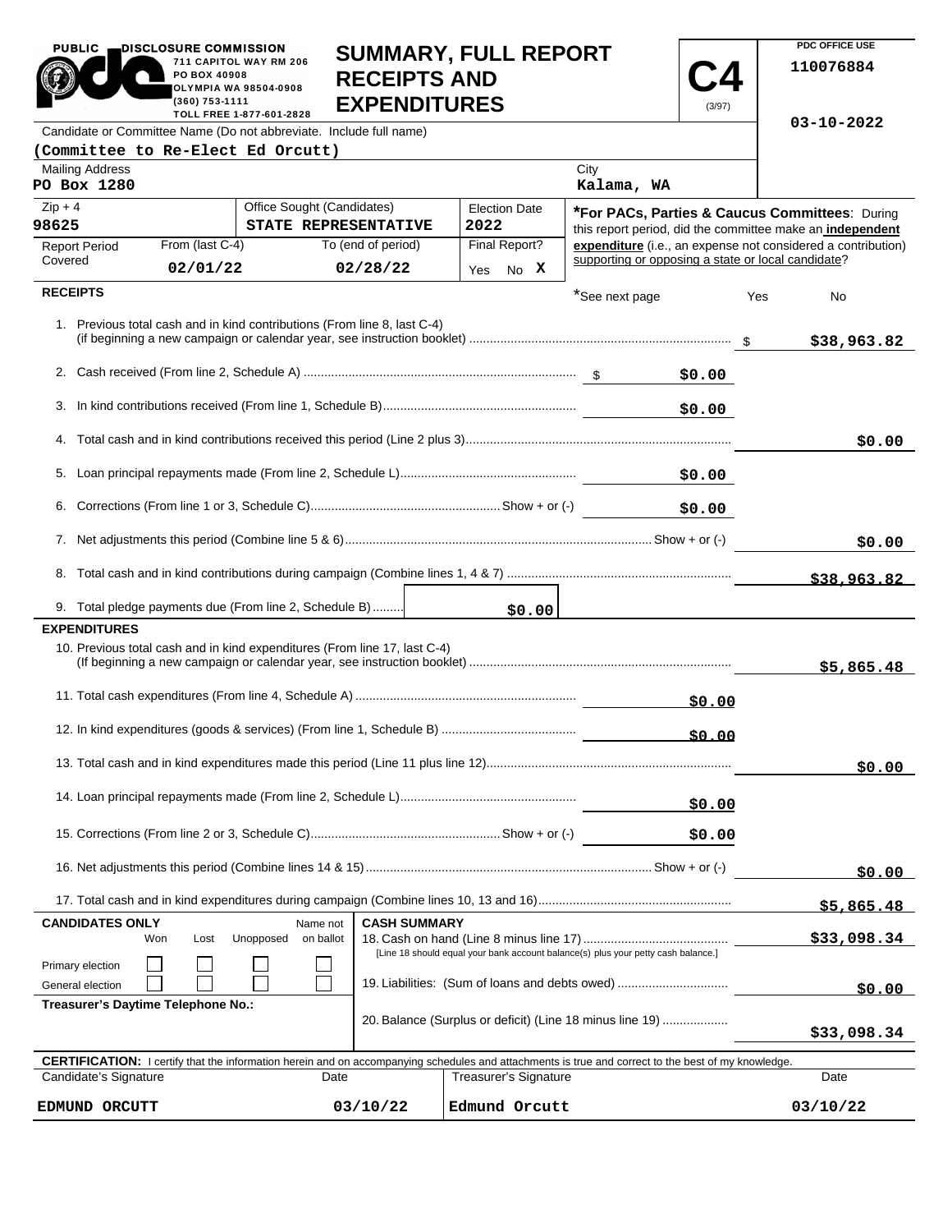PUBLIC DISCLOSURE COMMISSION
711 CAPITOL WAY RM 206
PO BOX 40908
OLYMPIA WA 98504-0908
(360) 753-1111
TOLL FREE 1-877-601-2828

# SUMMARY, FULL REPORT RECEIPTS AND EXPENDITURES

**C4** (3/97)

PDC OFFICE USE
110076884
03-10-2022

Candidate or Committee Name (Do not abbreviate. Include full name)
**(Committee to Re-Elect Ed Orcutt)**

| Mailing Address | City |
|---|---|
| PO Box 1280 | Kalama, WA |

| Zip + 4 | Office Sought (Candidates) | Election Date |
|---|---|---|
| 98625 | STATE REPRESENTATIVE | 2022 |

| Report Period Covered | From (last C-4) | To (end of period) | Final Report? |
|---|---|---|---|
| | 02/01/22 | 02/28/22 | Yes No X |

***For PACs, Parties & Caucus Committees**: During this report period, did the committee make an **independent expenditure** (i.e., an expense not considered a contribution) supporting or opposing a state or local candidate?

*See next page   Yes   No

## RECEIPTS

| Line | Description | Amount | Total |
|---|---|---|---|
| 1. | Previous total cash and in kind contributions (From line 8, last C-4) (if beginning a new campaign or calendar year, see instruction booklet) | | $38,963.82 |
| 2. | Cash received (From line 2, Schedule A) | $0.00 | |
| 3. | In kind contributions received (From line 1, Schedule B) | $0.00 | |
| 4. | Total cash and in kind contributions received this period (Line 2 plus 3) | | $0.00 |
| 5. | Loan principal repayments made (From line 2, Schedule L) | $0.00 | |
| 6. | Corrections (From line 1 or 3, Schedule C) Show + or (-) | $0.00 | |
| 7. | Net adjustments this period (Combine line 5 & 6) Show + or (-) | | $0.00 |
| 8. | Total cash and in kind contributions during campaign (Combine lines 1, 4 & 7) | | $38,963.82 |
| 9. | Total pledge payments due (From line 2, Schedule B) | $0.00 | |

## EXPENDITURES

| Line | Description | Amount | Total |
|---|---|---|---|
| 10. | Previous total cash and in kind expenditures (From line 17, last C-4) (If beginning a new campaign or calendar year, see instruction booklet) | | $5,865.48 |
| 11. | Total cash expenditures (From line 4, Schedule A) | $0.00 | |
| 12. | In kind expenditures (goods & services) (From line 1, Schedule B) | $0.00 | |
| 13. | Total cash and in kind expenditures made this period (Line 11 plus line 12) | | $0.00 |
| 14. | Loan principal repayments made (From line 2, Schedule L) | $0.00 | |
| 15. | Corrections (From line 2 or 3, Schedule C) Show + or (-) | $0.00 | |
| 16. | Net adjustments this period (Combine lines 14 & 15) Show + or (-) | | $0.00 |
| 17. | Total cash and in kind expenditures during campaign (Combine lines 10, 13 and 16) | | $5,865.48 |

**CANDIDATES ONLY**

| | Won | Lost | Unopposed | Name not on ballot |
|---|---|---|---|---|
| Primary election | ☐ | ☐ | ☐ | ☐ |
| General election | ☐ | ☐ | ☐ | ☐ |

**Treasurer's Daytime Telephone No.:**

**CASH SUMMARY**

| Line | Description | Amount |
|---|---|---|
| 18. | Cash on hand (Line 8 minus line 17) [Line 18 should equal your bank account balance(s) plus your petty cash balance.] | $33,098.34 |
| 19. | Liabilities: (Sum of loans and debts owed) | $0.00 |
| 20. | Balance (Surplus or deficit) (Line 18 minus line 19) | $33,098.34 |

**CERTIFICATION:** I certify that the information herein and on accompanying schedules and attachments is true and correct to the best of my knowledge.

| Candidate's Signature | Date | Treasurer's Signature | Date |
|---|---|---|---|
| EDMUND ORCUTT | 03/10/22 | Edmund Orcutt | 03/10/22 |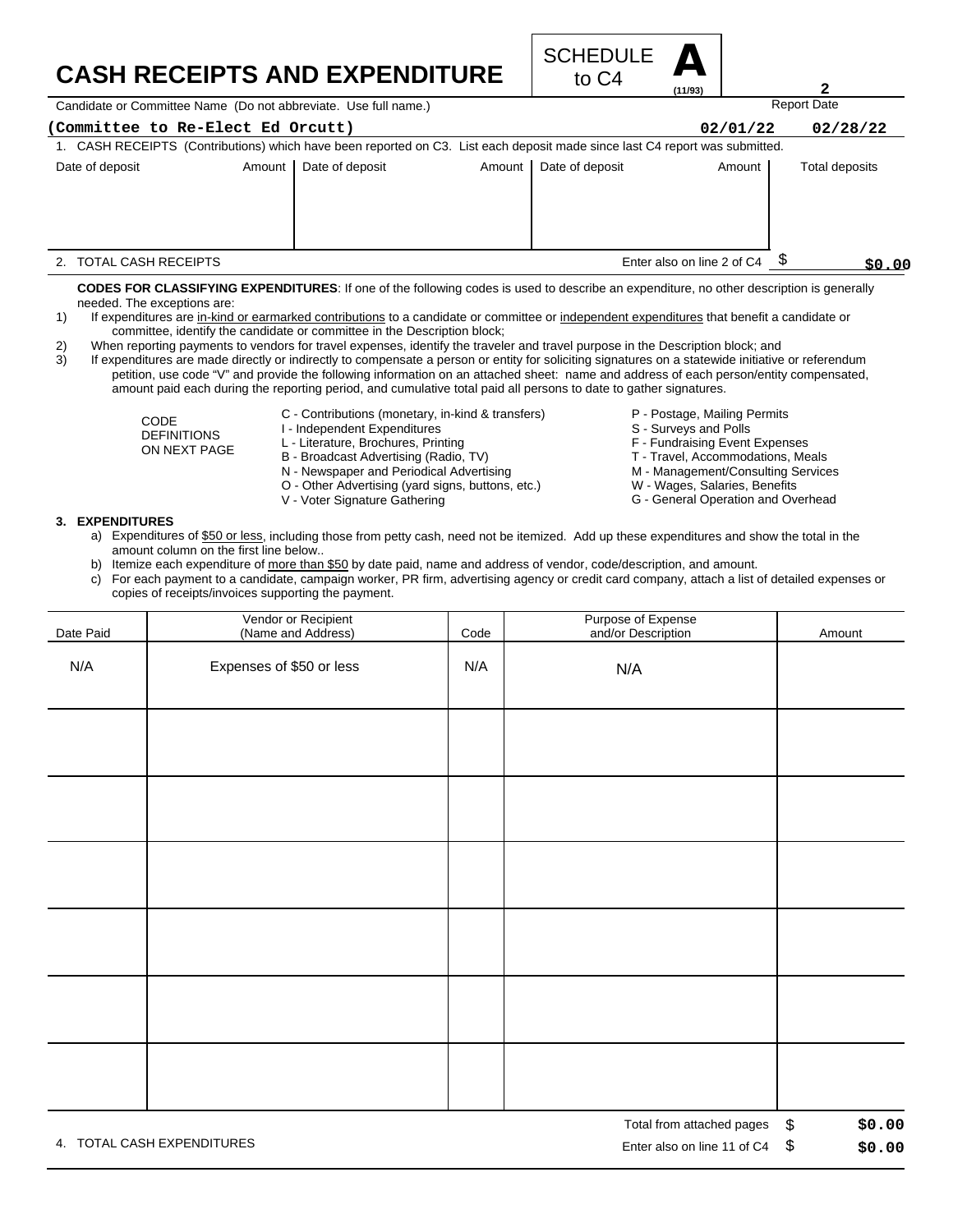# CASH RECEIPTS AND EXPENDITURE

SCHEDULE A to C4 (11/93)

Candidate or Committee Name (Do not abbreviate. Use full name.)

(Committee to Re-Elect Ed Orcutt)

Report Date: 02/01/22 02/28/22

1. CASH RECEIPTS (Contributions) which have been reported on C3. List each deposit made since last C4 report was submitted.

| Date of deposit | Amount | Date of deposit | Amount | Date of deposit | Amount | Total deposits |
|---|---|---|---|---|---|---|
| | | | | | | |

2. TOTAL CASH RECEIPTS — Enter also on line 2 of C4 $ **$0.00**

**CODES FOR CLASSIFYING EXPENDITURES**: If one of the following codes is used to describe an expenditure, no other description is generally needed. The exceptions are:

1) If expenditures are in-kind or earmarked contributions to a candidate or committee or independent expenditures that benefit a candidate or committee, identify the candidate or committee in the Description block;
2) When reporting payments to vendors for travel expenses, identify the traveler and travel purpose in the Description block; and
3) If expenditures are made directly or indirectly to compensate a person or entity for soliciting signatures on a statewide initiative or referendum petition, use code "V" and provide the following information on an attached sheet: name and address of each person/entity compensated, amount paid each during the reporting period, and cumulative total paid all persons to date to gather signatures.

CODE DEFINITIONS ON NEXT PAGE

- C - Contributions (monetary, in-kind & transfers)
- I - Independent Expenditures
- L - Literature, Brochures, Printing
- B - Broadcast Advertising (Radio, TV)
- N - Newspaper and Periodical Advertising
- O - Other Advertising (yard signs, buttons, etc.)
- V - Voter Signature Gathering
- P - Postage, Mailing Permits
- S - Surveys and Polls
- F - Fundraising Event Expenses
- T - Travel, Accommodations, Meals
- M - Management/Consulting Services
- W - Wages, Salaries, Benefits
- G - General Operation and Overhead

**3. EXPENDITURES**

a) Expenditures of $50 or less, including those from petty cash, need not be itemized. Add up these expenditures and show the total in the amount column on the first line below..
b) Itemize each expenditure of more than $50 by date paid, name and address of vendor, code/description, and amount.
c) For each payment to a candidate, campaign worker, PR firm, advertising agency or credit card company, attach a list of detailed expenses or copies of receipts/invoices supporting the payment.

| Date Paid | Vendor or Recipient (Name and Address) | Code | Purpose of Expense and/or Description | Amount |
|---|---|---|---|---|
| N/A | Expenses of $50 or less | N/A | N/A | |
| | | | | |
| | | | | |
| | | | | |
| | | | | |
| | | | | |
| | | | | |

Total from attached pages $ **$0.00**

4. TOTAL CASH EXPENDITURES — Enter also on line 11 of C4 $ **$0.00**